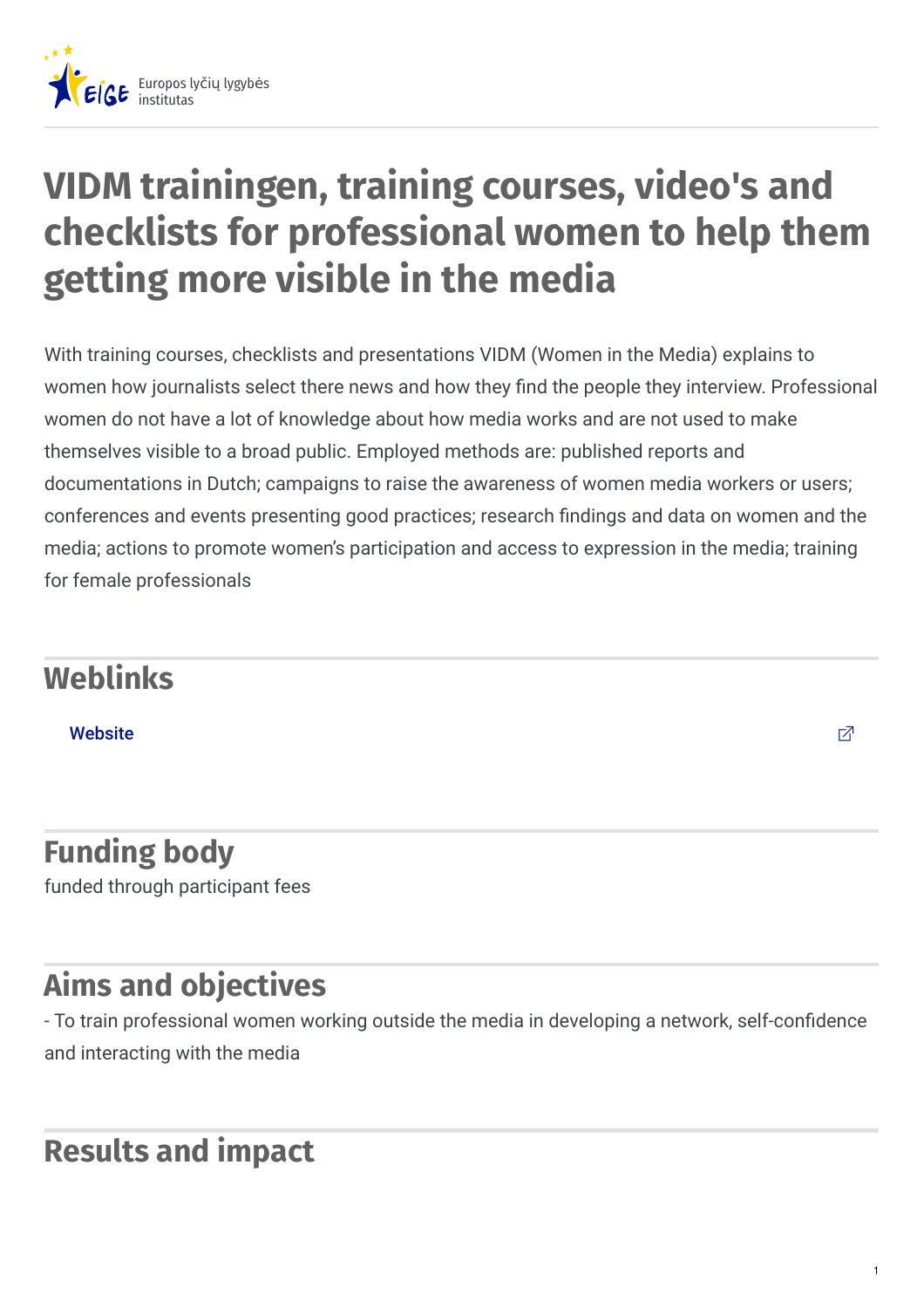# VIDM trainingen, training courses, video's and checklists for professional women to help them getting more visible in the media

With training courses, checklists and presentations VIDM (Women in the Media) explains to women how journalists select there news and how they find the people they interview. Professional women do not have a lot of knowledge about how media works and are not used to make themselves visible to a broad public. Employed methods are: published reports and documentations in Dutch; campaigns to raise the awareness of women media workers or users; conferences and events presenting good practices; research findings and data on women and the media; actions to promote women's participation and access to expression in the media; training for female professionals

## Weblinks

Website

## Funding body

funded through participant fees

## Aims and objectives

- To train professional women working outside the media in developing a network, self-confidence and interacting with the media

## Results and impact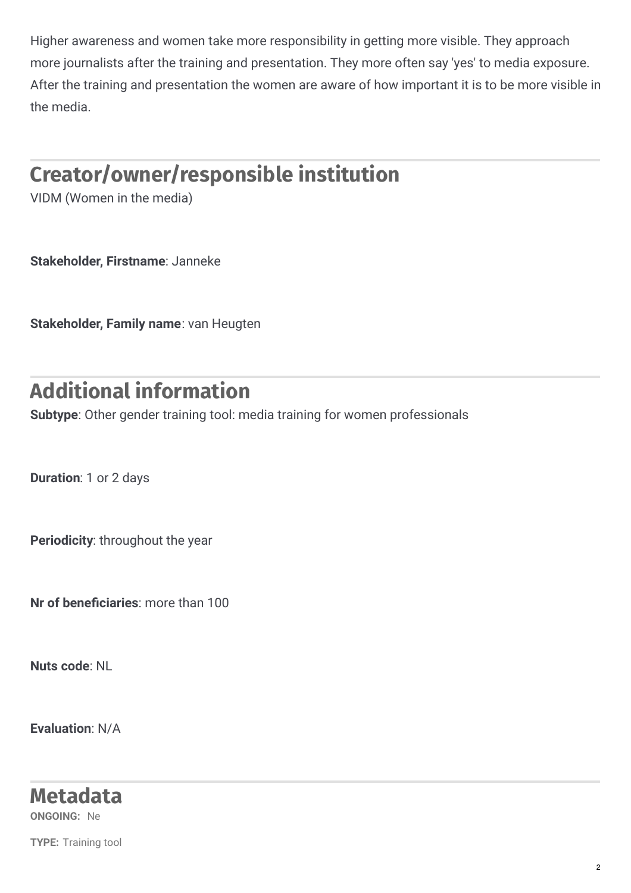Higher awareness and women take more responsibility in getting more visible. They approach more journalists after the training and presentation. They more often say 'yes' to media exposure. After the training and presentation the women are aware of how important it is to be more visible in the media.

## Creator/owner/responsible institution

VIDM (Women in the media)

**Stakeholder, Firstname**: Janneke

**Stakeholder, Family name**: van Heugten

## Additional information

**Subtype**: Other gender training tool: media training for women professionals

**Duration**: 1 or 2 days

**Periodicity**: throughout the year

**Nr of beneficiaries**: more than 100

**Nuts code**: NL

**Evaluation**: N/A

## Metadata

**ONGOING:** Ne

**TYPE:** Training tool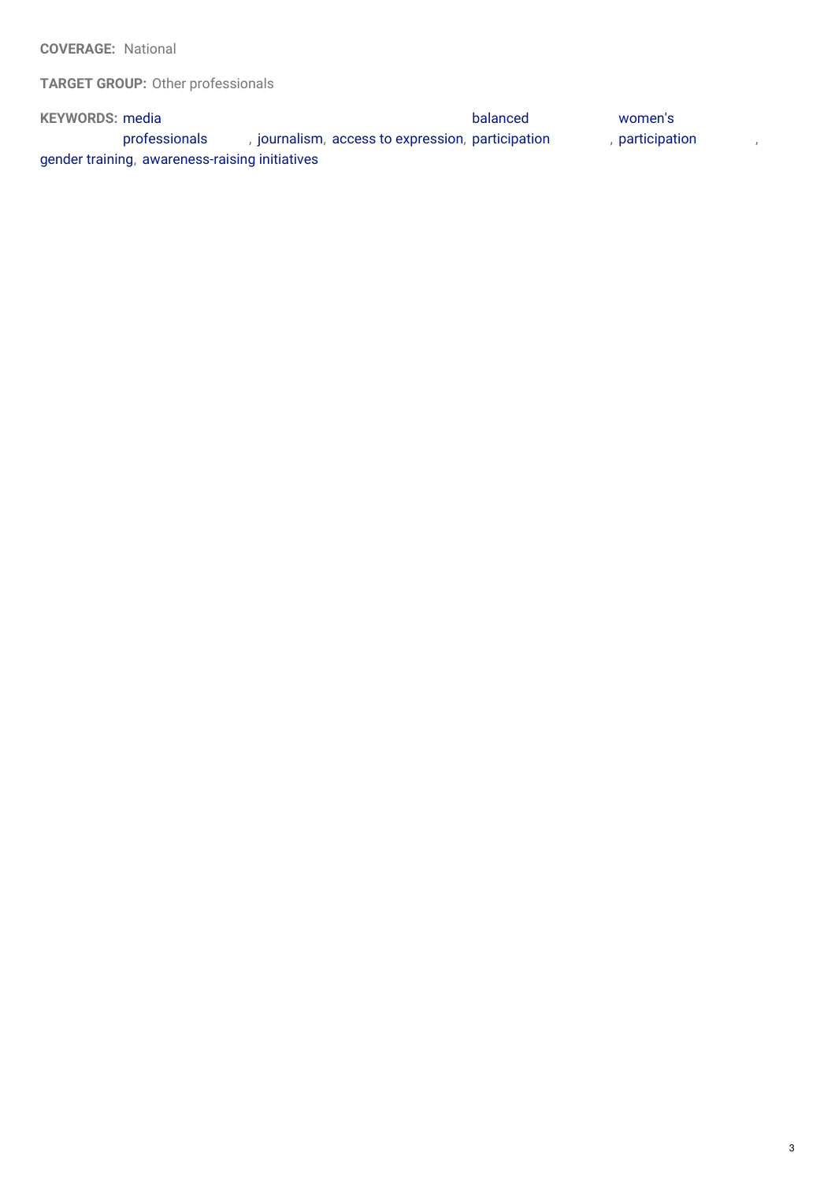**COVERAGE:** National

**TARGET GROUP:** Other professionals

**KEYWORDS:** media balanced women's professionals, journalism, access to expression, participation, participation, gender training, awareness-raising initiatives